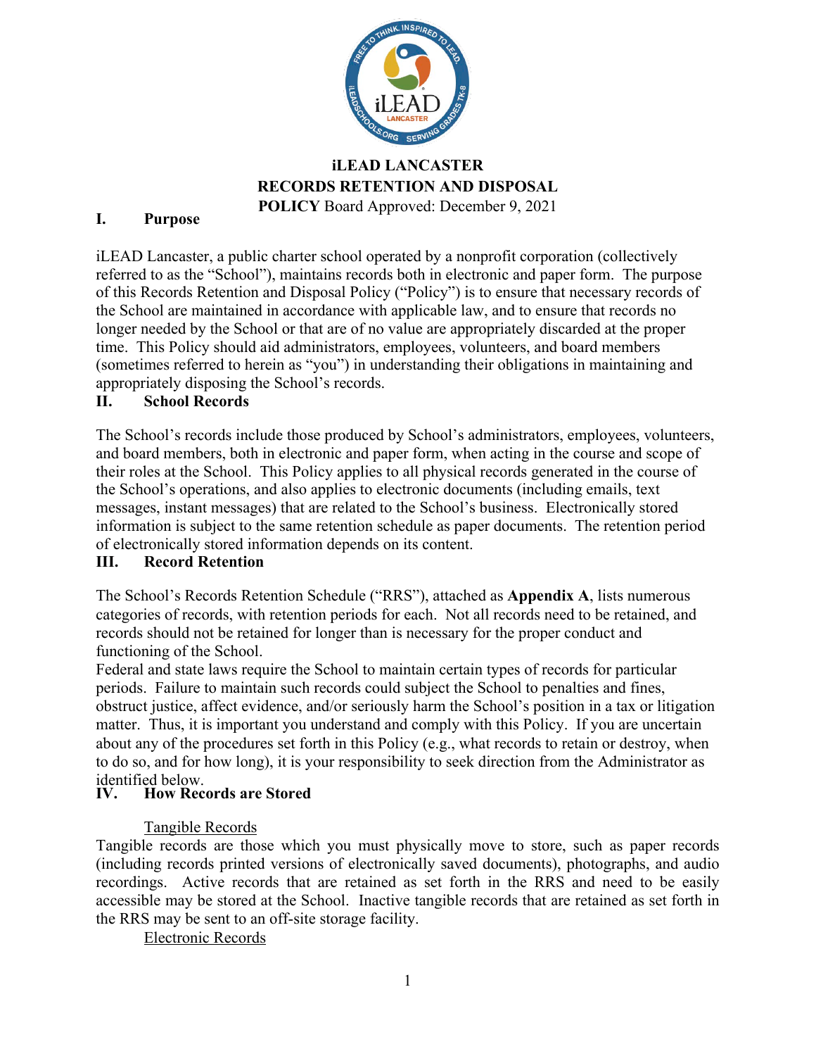# iLEAD LANCASTER RECORDS RETENTION AND DISPOSAL POLICY

Board Approved: December 9, 2021

## I. Purpose

iLEAD Lancaster, a public charter school operated by a nonprofit corporation (collectively referred to as the "School"), maintains records both in electronic and paper form. The purpose of this Records Retention and Disposal Policy ("Policy") is to ensure that necessary records of the School are maintained in accordance with applicable law, and to ensure that records no longer needed by the School or that are of no value are appropriately discarded at the proper time. This Policy should aid administrators, employees, volunteers, and board members (sometimes referred to herein as "you") in understanding their obligations in maintaining and appropriately disposing the School's records.

## II. School Records

The School's records include those produced by School's administrators, employees, volunteers, and board members, both in electronic and paper form, when acting in the course and scope of their roles at the School. This Policy applies to all physical records generated in the course of the School's operations, and also applies to electronic documents (including emails, text messages, instant messages) that are related to the School's business. Electronically stored information is subject to the same retention schedule as paper documents. The retention period of electronically stored information depends on its content.

## III. Record Retention

The School's Records Retention Schedule ("RRS"), attached as **Appendix A**, lists numerous categories of records, with retention periods for each. Not all records need to be retained, and records should not be retained for longer than is necessary for the proper conduct and functioning of the School.

Federal and state laws require the School to maintain certain types of records for particular periods. Failure to maintain such records could subject the School to penalties and fines, obstruct justice, affect evidence, and/or seriously harm the School's position in a tax or litigation matter. Thus, it is important you understand and comply with this Policy. If you are uncertain about any of the procedures set forth in this Policy (e.g., what records to retain or destroy, when to do so, and for how long), it is your responsibility to seek direction from the Administrator as identified below.

## IV. How Records are Stored

Tangible Records

Tangible records are those which you must physically move to store, such as paper records (including records printed versions of electronically saved documents), photographs, and audio recordings. Active records that are retained as set forth in the RRS and need to be easily accessible may be stored at the School. Inactive tangible records that are retained as set forth in the RRS may be sent to an off-site storage facility.

Electronic Records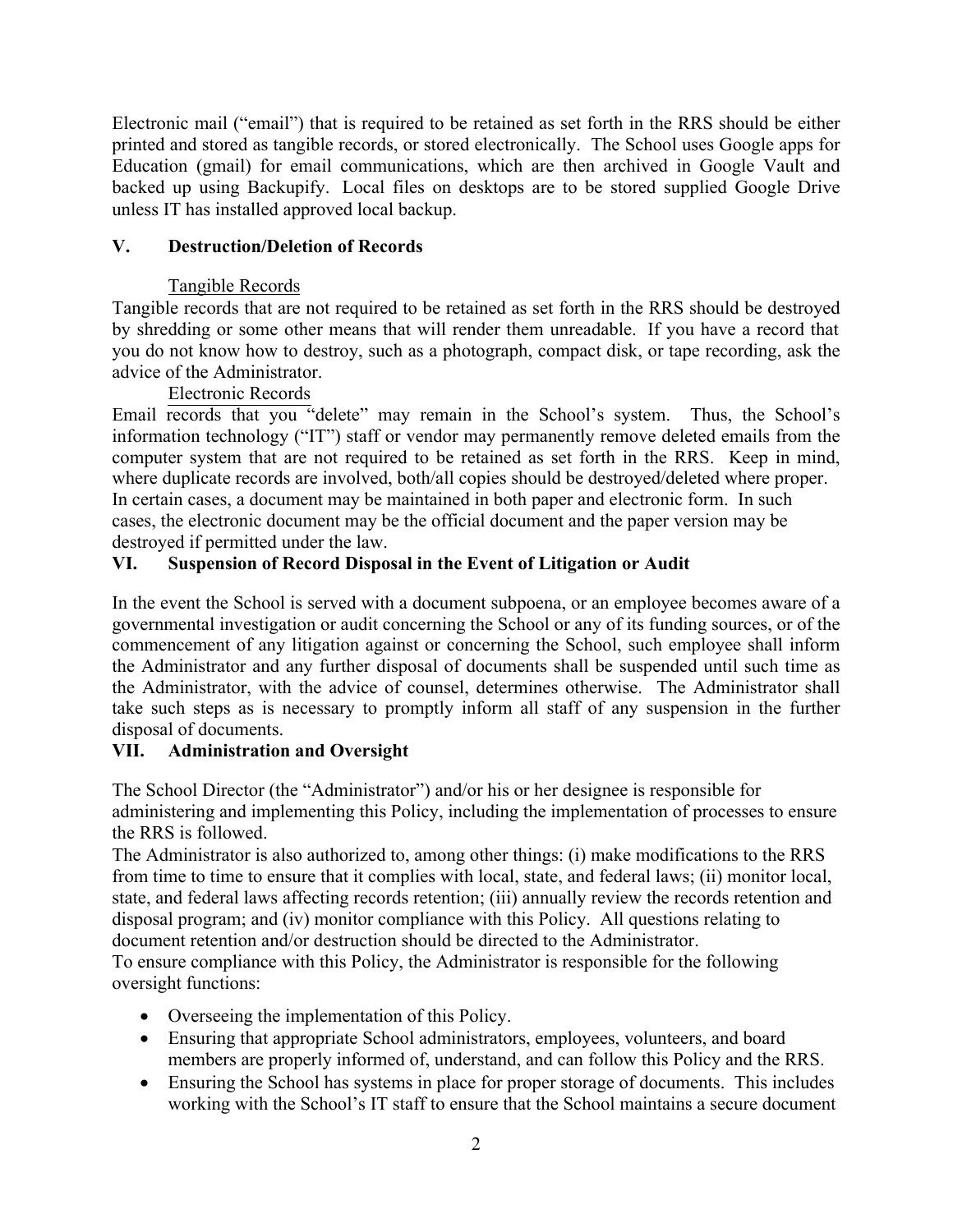Electronic mail ("email") that is required to be retained as set forth in the RRS should be either printed and stored as tangible records, or stored electronically. The School uses Google apps for Education (gmail) for email communications, which are then archived in Google Vault and backed up using Backupify. Local files on desktops are to be stored supplied Google Drive unless IT has installed approved local backup.

## V. Destruction/Deletion of Records

Tangible Records

Tangible records that are not required to be retained as set forth in the RRS should be destroyed by shredding or some other means that will render them unreadable. If you have a record that you do not know how to destroy, such as a photograph, compact disk, or tape recording, ask the advice of the Administrator.

Electronic Records

Email records that you "delete" may remain in the School's system. Thus, the School's information technology ("IT") staff or vendor may permanently remove deleted emails from the computer system that are not required to be retained as set forth in the RRS. Keep in mind, where duplicate records are involved, both/all copies should be destroyed/deleted where proper. In certain cases, a document may be maintained in both paper and electronic form. In such cases, the electronic document may be the official document and the paper version may be destroyed if permitted under the law.

## VI. Suspension of Record Disposal in the Event of Litigation or Audit

In the event the School is served with a document subpoena, or an employee becomes aware of a governmental investigation or audit concerning the School or any of its funding sources, or of the commencement of any litigation against or concerning the School, such employee shall inform the Administrator and any further disposal of documents shall be suspended until such time as the Administrator, with the advice of counsel, determines otherwise. The Administrator shall take such steps as is necessary to promptly inform all staff of any suspension in the further disposal of documents.

## VII. Administration and Oversight

The School Director (the "Administrator") and/or his or her designee is responsible for administering and implementing this Policy, including the implementation of processes to ensure the RRS is followed.

The Administrator is also authorized to, among other things: (i) make modifications to the RRS from time to time to ensure that it complies with local, state, and federal laws; (ii) monitor local, state, and federal laws affecting records retention; (iii) annually review the records retention and disposal program; and (iv) monitor compliance with this Policy. All questions relating to document retention and/or destruction should be directed to the Administrator.

To ensure compliance with this Policy, the Administrator is responsible for the following oversight functions:

- Overseeing the implementation of this Policy.
- Ensuring that appropriate School administrators, employees, volunteers, and board members are properly informed of, understand, and can follow this Policy and the RRS.
- Ensuring the School has systems in place for proper storage of documents. This includes working with the School's IT staff to ensure that the School maintains a secure document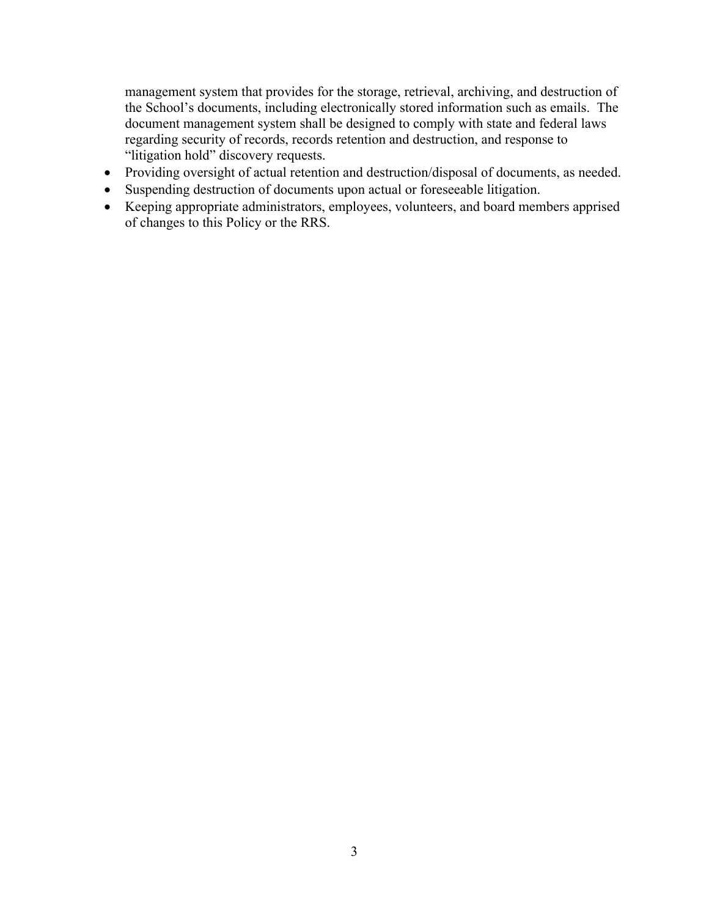management system that provides for the storage, retrieval, archiving, and destruction of the School's documents, including electronically stored information such as emails. The document management system shall be designed to comply with state and federal laws regarding security of records, records retention and destruction, and response to "litigation hold" discovery requests.

- Providing oversight of actual retention and destruction/disposal of documents, as needed.
- Suspending destruction of documents upon actual or foreseeable litigation.
- Keeping appropriate administrators, employees, volunteers, and board members apprised of changes to this Policy or the RRS.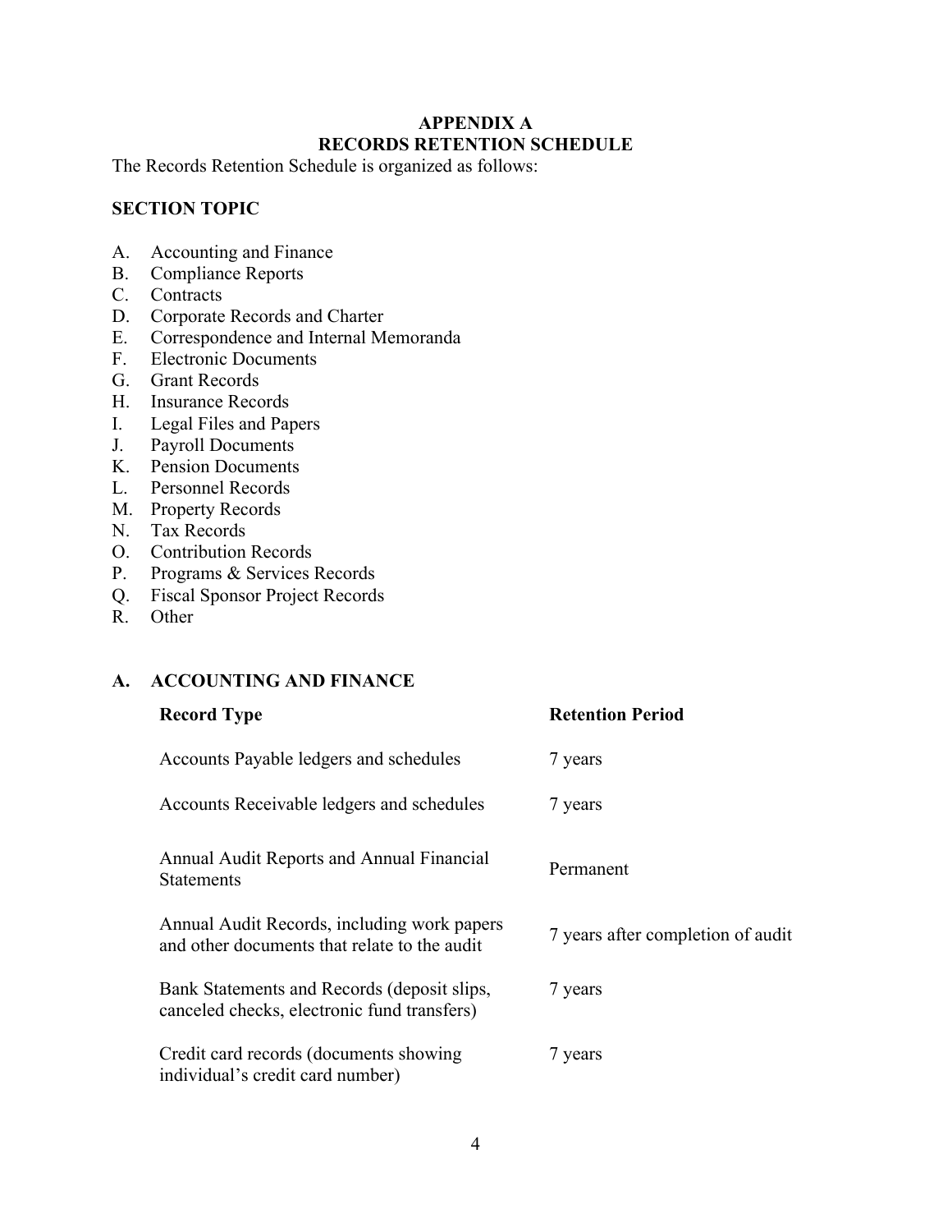# APPENDIX A
# RECORDS RETENTION SCHEDULE

The Records Retention Schedule is organized as follows:

**SECTION TOPIC**

A. Accounting and Finance
B. Compliance Reports
C. Contracts
D. Corporate Records and Charter
E. Correspondence and Internal Memoranda
F. Electronic Documents
G. Grant Records
H. Insurance Records
I. Legal Files and Papers
J. Payroll Documents
K. Pension Documents
L. Personnel Records
M. Property Records
N. Tax Records
O. Contribution Records
P. Programs & Services Records
Q. Fiscal Sponsor Project Records
R. Other

## A. ACCOUNTING AND FINANCE

| Record Type | Retention Period |
|---|---|
| Accounts Payable ledgers and schedules | 7 years |
| Accounts Receivable ledgers and schedules | 7 years |
| Annual Audit Reports and Annual Financial Statements | Permanent |
| Annual Audit Records, including work papers and other documents that relate to the audit | 7 years after completion of audit |
| Bank Statements and Records (deposit slips, canceled checks, electronic fund transfers) | 7 years |
| Credit card records (documents showing individual's credit card number) | 7 years |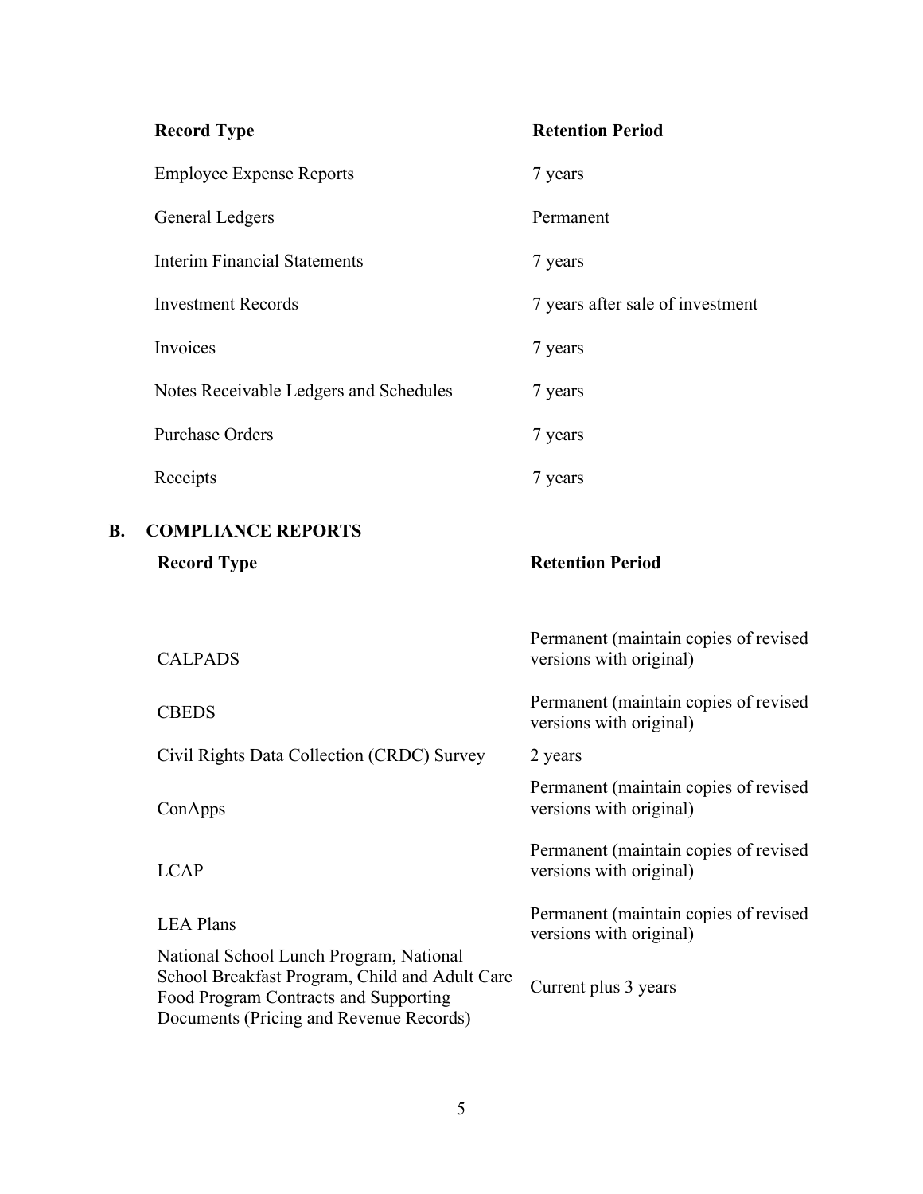| Record Type | Retention Period |
| --- | --- |
| Employee Expense Reports | 7 years |
| General Ledgers | Permanent |
| Interim Financial Statements | 7 years |
| Investment Records | 7 years after sale of investment |
| Invoices | 7 years |
| Notes Receivable Ledgers and Schedules | 7 years |
| Purchase Orders | 7 years |
| Receipts | 7 years |

## B. COMPLIANCE REPORTS

| Record Type | Retention Period |
| --- | --- |
| CALPADS | Permanent (maintain copies of revised versions with original) |
| CBEDS | Permanent (maintain copies of revised versions with original) |
| Civil Rights Data Collection (CRDC) Survey | 2 years |
| ConApps | Permanent (maintain copies of revised versions with original) |
| LCAP | Permanent (maintain copies of revised versions with original) |
| LEA Plans | Permanent (maintain copies of revised versions with original) |
| National School Lunch Program, National School Breakfast Program, Child and Adult Care Food Program Contracts and Supporting Documents (Pricing and Revenue Records) | Current plus 3 years |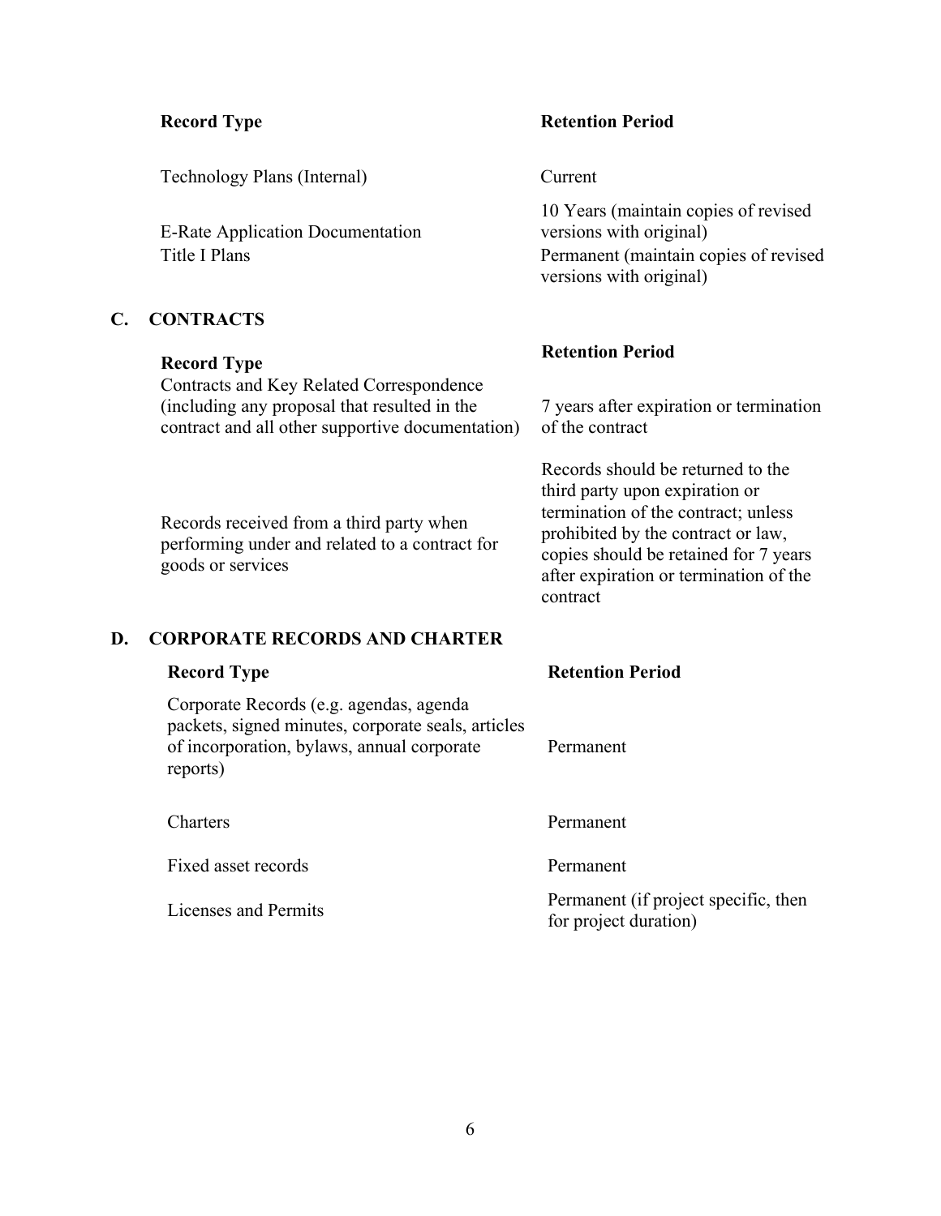| Record Type | Retention Period |
| --- | --- |
| Technology Plans (Internal) | Current |
| E-Rate Application Documentation | 10 Years (maintain copies of revised versions with original) |
| Title I Plans | Permanent (maintain copies of revised versions with original) |

## C. CONTRACTS

| Record Type | Retention Period |
| --- | --- |
| Contracts and Key Related Correspondence (including any proposal that resulted in the contract and all other supportive documentation) | 7 years after expiration or termination of the contract |
| Records received from a third party when performing under and related to a contract for goods or services | Records should be returned to the third party upon expiration or termination of the contract; unless prohibited by the contract or law, copies should be retained for 7 years after expiration or termination of the contract |

## D. CORPORATE RECORDS AND CHARTER

| Record Type | Retention Period |
| --- | --- |
| Corporate Records (e.g. agendas, agenda packets, signed minutes, corporate seals, articles of incorporation, bylaws, annual corporate reports) | Permanent |
| Charters | Permanent |
| Fixed asset records | Permanent |
| Licenses and Permits | Permanent (if project specific, then for project duration) |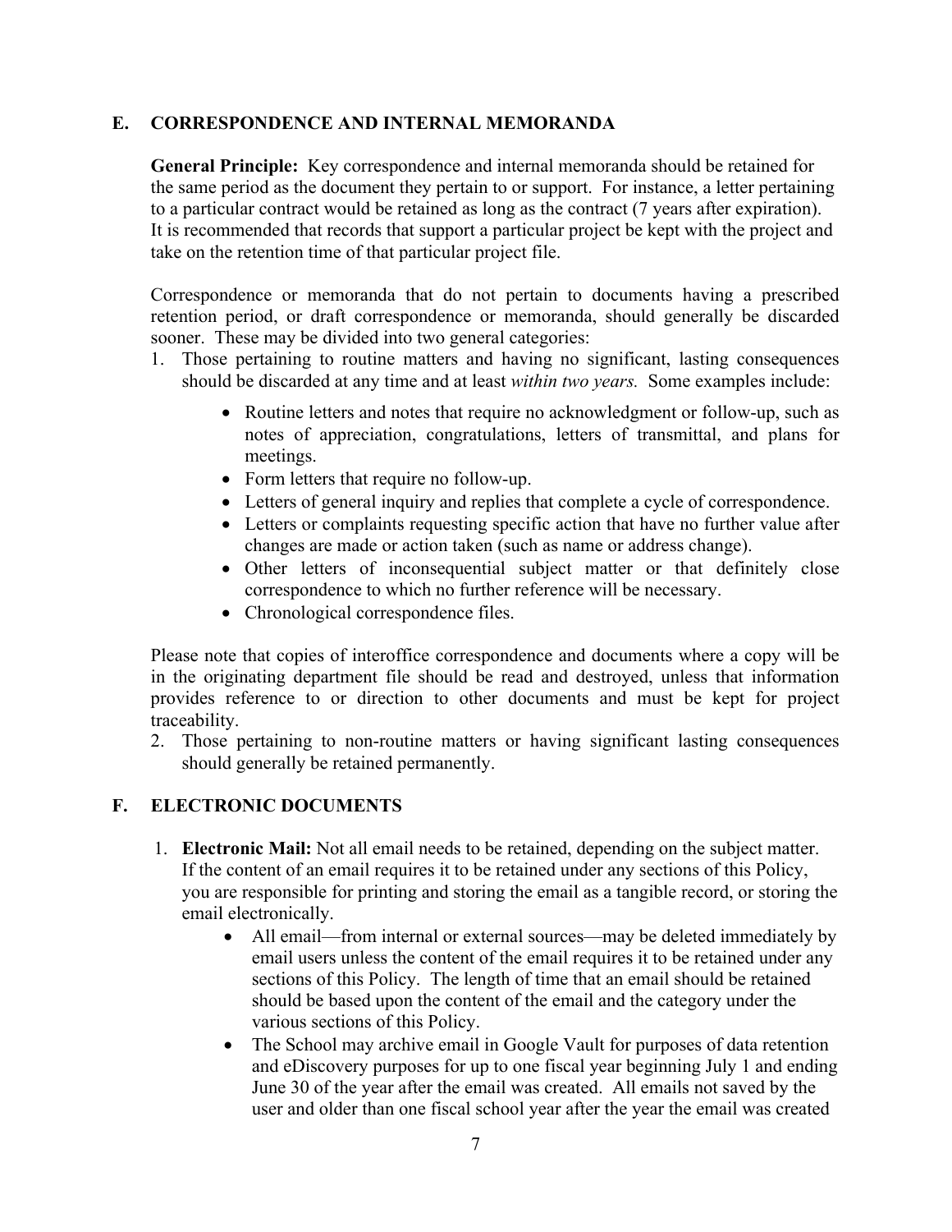## E. CORRESPONDENCE AND INTERNAL MEMORANDA

**General Principle:** Key correspondence and internal memoranda should be retained for the same period as the document they pertain to or support. For instance, a letter pertaining to a particular contract would be retained as long as the contract (7 years after expiration). It is recommended that records that support a particular project be kept with the project and take on the retention time of that particular project file.

Correspondence or memoranda that do not pertain to documents having a prescribed retention period, or draft correspondence or memoranda, should generally be discarded sooner. These may be divided into two general categories:

1. Those pertaining to routine matters and having no significant, lasting consequences should be discarded at any time and at least *within two years.* Some examples include:
   - Routine letters and notes that require no acknowledgment or follow-up, such as notes of appreciation, congratulations, letters of transmittal, and plans for meetings.
   - Form letters that require no follow-up.
   - Letters of general inquiry and replies that complete a cycle of correspondence.
   - Letters or complaints requesting specific action that have no further value after changes are made or action taken (such as name or address change).
   - Other letters of inconsequential subject matter or that definitely close correspondence to which no further reference will be necessary.
   - Chronological correspondence files.

   Please note that copies of interoffice correspondence and documents where a copy will be in the originating department file should be read and destroyed, unless that information provides reference to or direction to other documents and must be kept for project traceability.
2. Those pertaining to non-routine matters or having significant lasting consequences should generally be retained permanently.

## F. ELECTRONIC DOCUMENTS

1. **Electronic Mail:** Not all email needs to be retained, depending on the subject matter. If the content of an email requires it to be retained under any sections of this Policy, you are responsible for printing and storing the email as a tangible record, or storing the email electronically.
   - All email—from internal or external sources—may be deleted immediately by email users unless the content of the email requires it to be retained under any sections of this Policy. The length of time that an email should be retained should be based upon the content of the email and the category under the various sections of this Policy.
   - The School may archive email in Google Vault for purposes of data retention and eDiscovery purposes for up to one fiscal year beginning July 1 and ending June 30 of the year after the email was created. All emails not saved by the user and older than one fiscal school year after the year the email was created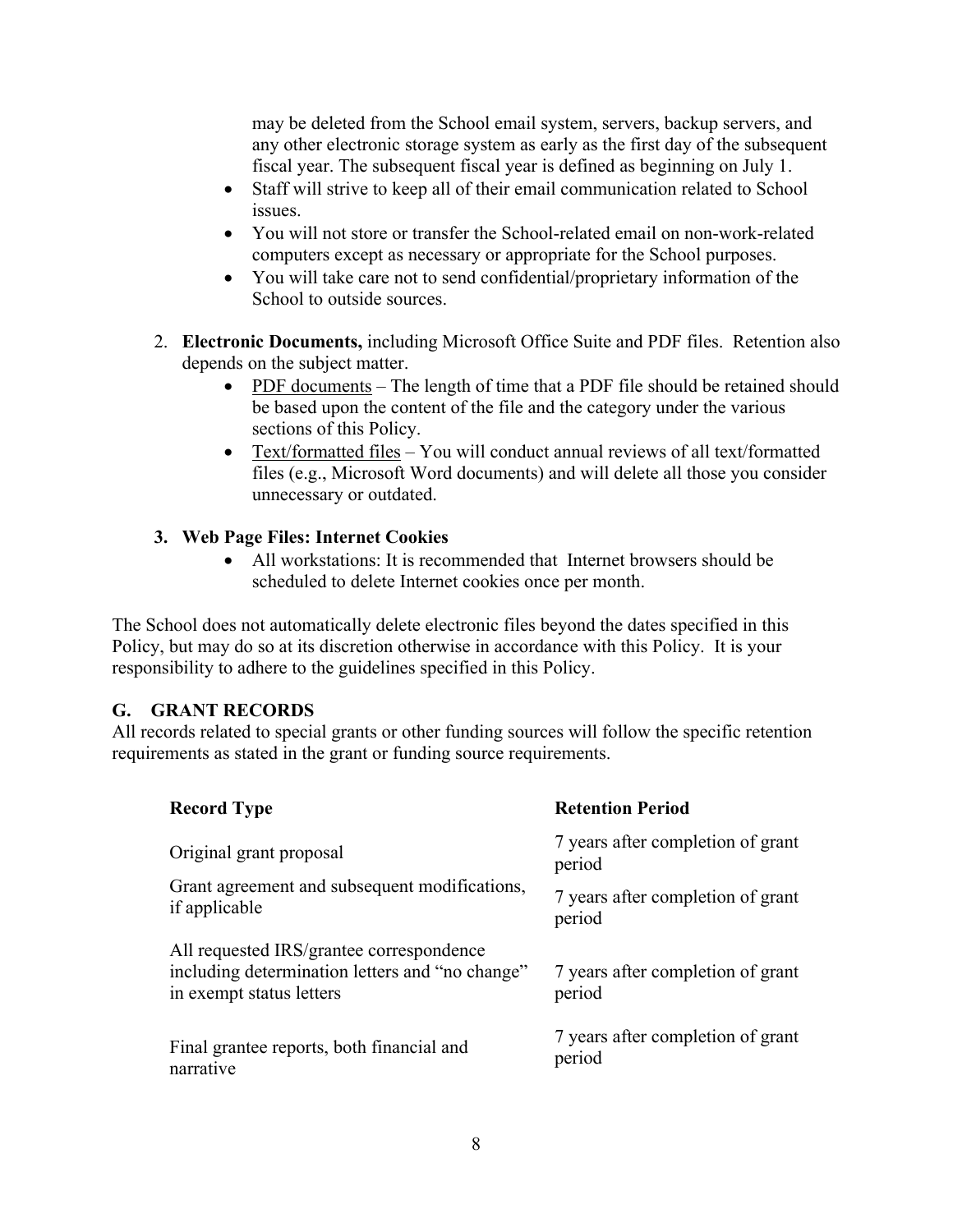may be deleted from the School email system, servers, backup servers, and any other electronic storage system as early as the first day of the subsequent fiscal year. The subsequent fiscal year is defined as beginning on July 1.

- Staff will strive to keep all of their email communication related to School issues.
- You will not store or transfer the School-related email on non-work-related computers except as necessary or appropriate for the School purposes.
- You will take care not to send confidential/proprietary information of the School to outside sources.

2. **Electronic Documents,** including Microsoft Office Suite and PDF files. Retention also depends on the subject matter.
   - PDF documents – The length of time that a PDF file should be retained should be based upon the content of the file and the category under the various sections of this Policy.
   - Text/formatted files – You will conduct annual reviews of all text/formatted files (e.g., Microsoft Word documents) and will delete all those you consider unnecessary or outdated.

3. **Web Page Files: Internet Cookies**
   - All workstations: It is recommended that Internet browsers should be scheduled to delete Internet cookies once per month.

The School does not automatically delete electronic files beyond the dates specified in this Policy, but may do so at its discretion otherwise in accordance with this Policy. It is your responsibility to adhere to the guidelines specified in this Policy.

## G. GRANT RECORDS

All records related to special grants or other funding sources will follow the specific retention requirements as stated in the grant or funding source requirements.

| Record Type | Retention Period |
|---|---|
| Original grant proposal | 7 years after completion of grant period |
| Grant agreement and subsequent modifications, if applicable | 7 years after completion of grant period |
| All requested IRS/grantee correspondence including determination letters and "no change" in exempt status letters | 7 years after completion of grant period |
| Final grantee reports, both financial and narrative | 7 years after completion of grant period |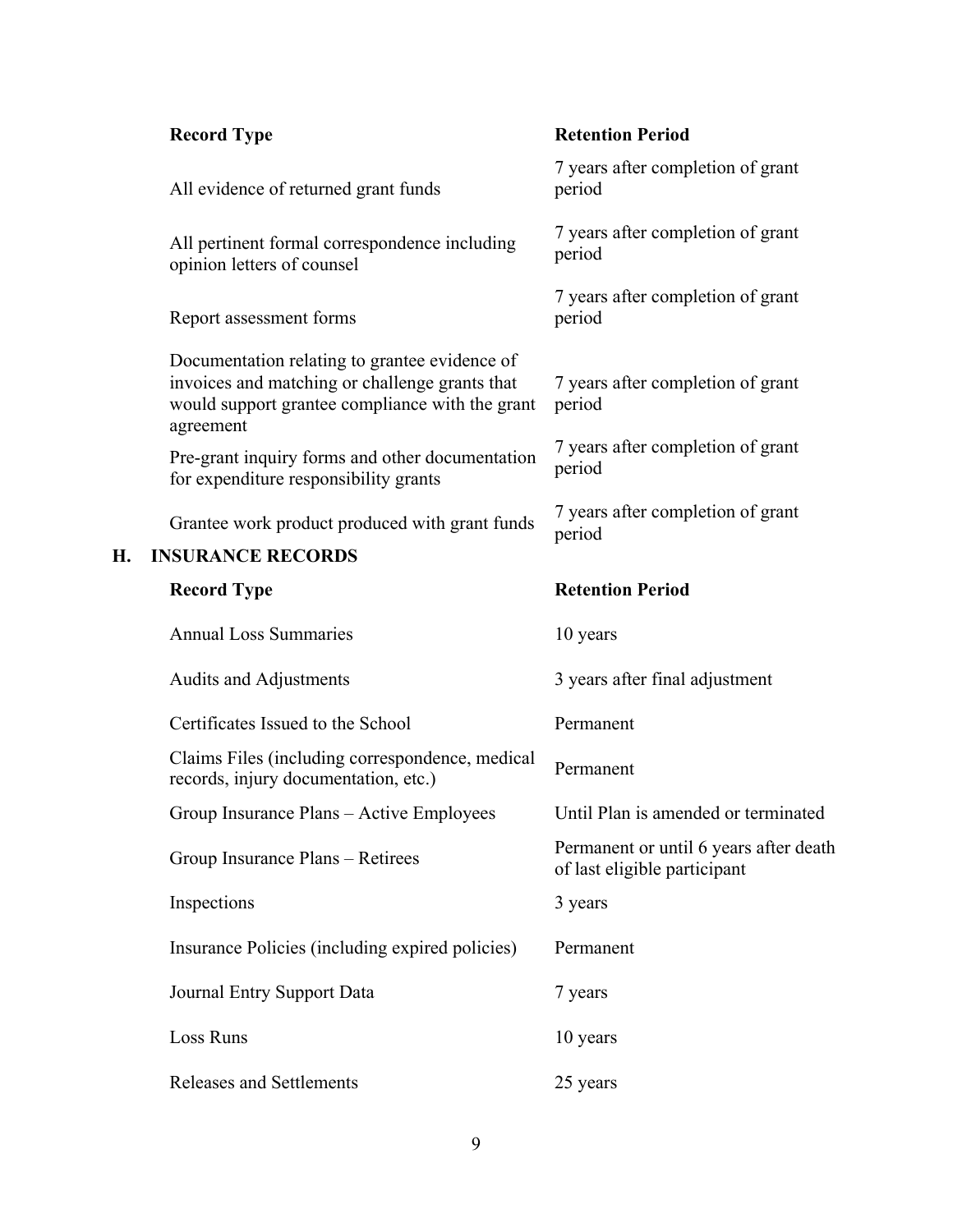| Record Type | Retention Period |
| --- | --- |
| All evidence of returned grant funds | 7 years after completion of grant period |
| All pertinent formal correspondence including opinion letters of counsel | 7 years after completion of grant period |
| Report assessment forms | 7 years after completion of grant period |
| Documentation relating to grantee evidence of invoices and matching or challenge grants that would support grantee compliance with the grant agreement | 7 years after completion of grant period |
| Pre-grant inquiry forms and other documentation for expenditure responsibility grants | 7 years after completion of grant period |
| Grantee work product produced with grant funds | 7 years after completion of grant period |

## H. INSURANCE RECORDS

| Record Type | Retention Period |
| --- | --- |
| Annual Loss Summaries | 10 years |
| Audits and Adjustments | 3 years after final adjustment |
| Certificates Issued to the School | Permanent |
| Claims Files (including correspondence, medical records, injury documentation, etc.) | Permanent |
| Group Insurance Plans – Active Employees | Until Plan is amended or terminated |
| Group Insurance Plans – Retirees | Permanent or until 6 years after death of last eligible participant |
| Inspections | 3 years |
| Insurance Policies (including expired policies) | Permanent |
| Journal Entry Support Data | 7 years |
| Loss Runs | 10 years |
| Releases and Settlements | 25 years |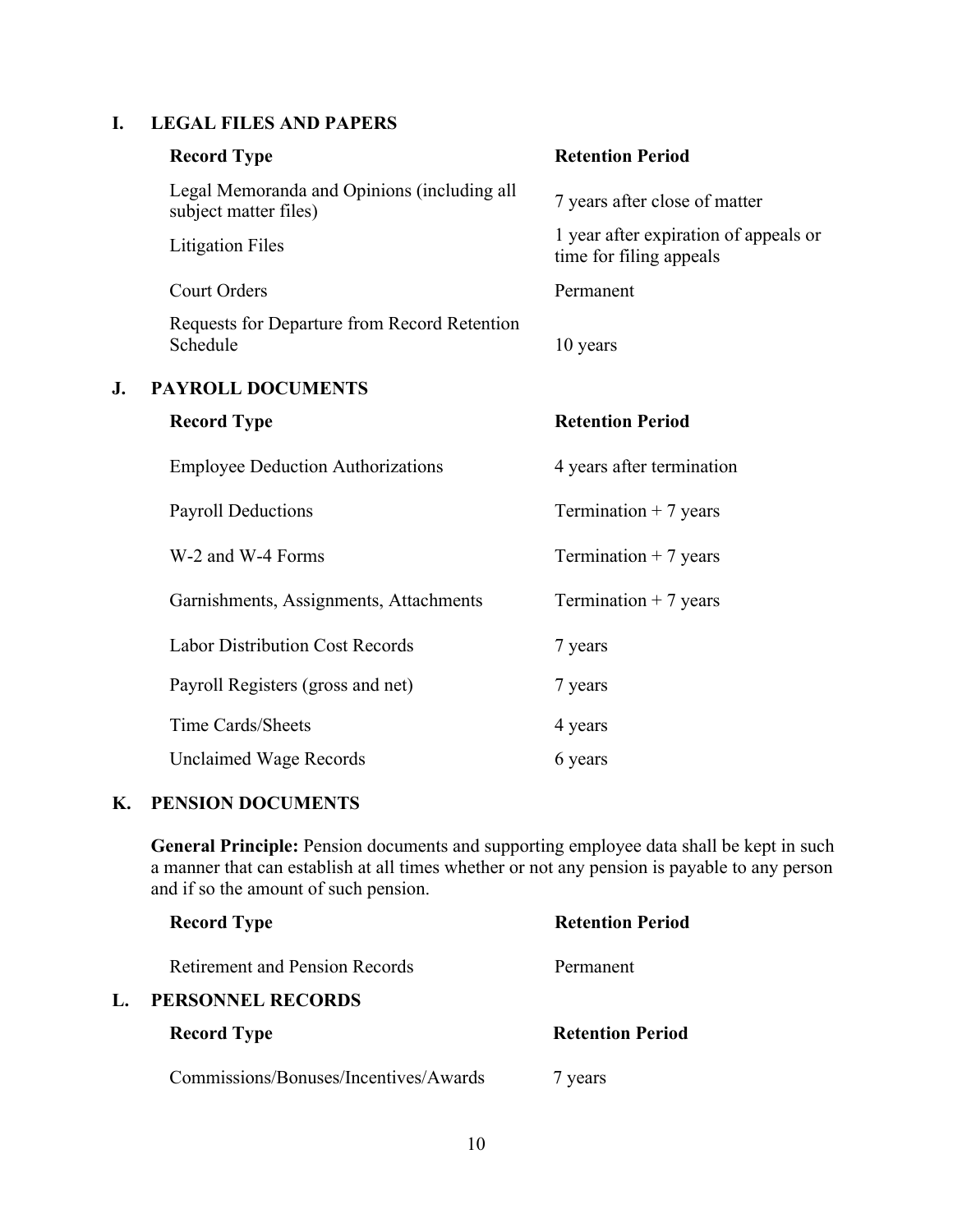## I. LEGAL FILES AND PAPERS

| Record Type | Retention Period |
|---|---|
| Legal Memoranda and Opinions (including all subject matter files) | 7 years after close of matter |
| Litigation Files | 1 year after expiration of appeals or time for filing appeals |
| Court Orders | Permanent |
| Requests for Departure from Record Retention Schedule | 10 years |

## J. PAYROLL DOCUMENTS

| Record Type | Retention Period |
|---|---|
| Employee Deduction Authorizations | 4 years after termination |
| Payroll Deductions | Termination + 7 years |
| W-2 and W-4 Forms | Termination + 7 years |
| Garnishments, Assignments, Attachments | Termination + 7 years |
| Labor Distribution Cost Records | 7 years |
| Payroll Registers (gross and net) | 7 years |
| Time Cards/Sheets | 4 years |
| Unclaimed Wage Records | 6 years |

## K. PENSION DOCUMENTS

**General Principle:** Pension documents and supporting employee data shall be kept in such a manner that can establish at all times whether or not any pension is payable to any person and if so the amount of such pension.

| Record Type | Retention Period |
|---|---|
| Retirement and Pension Records | Permanent |

## L. PERSONNEL RECORDS

| Record Type | Retention Period |
|---|---|
| Commissions/Bonuses/Incentives/Awards | 7 years |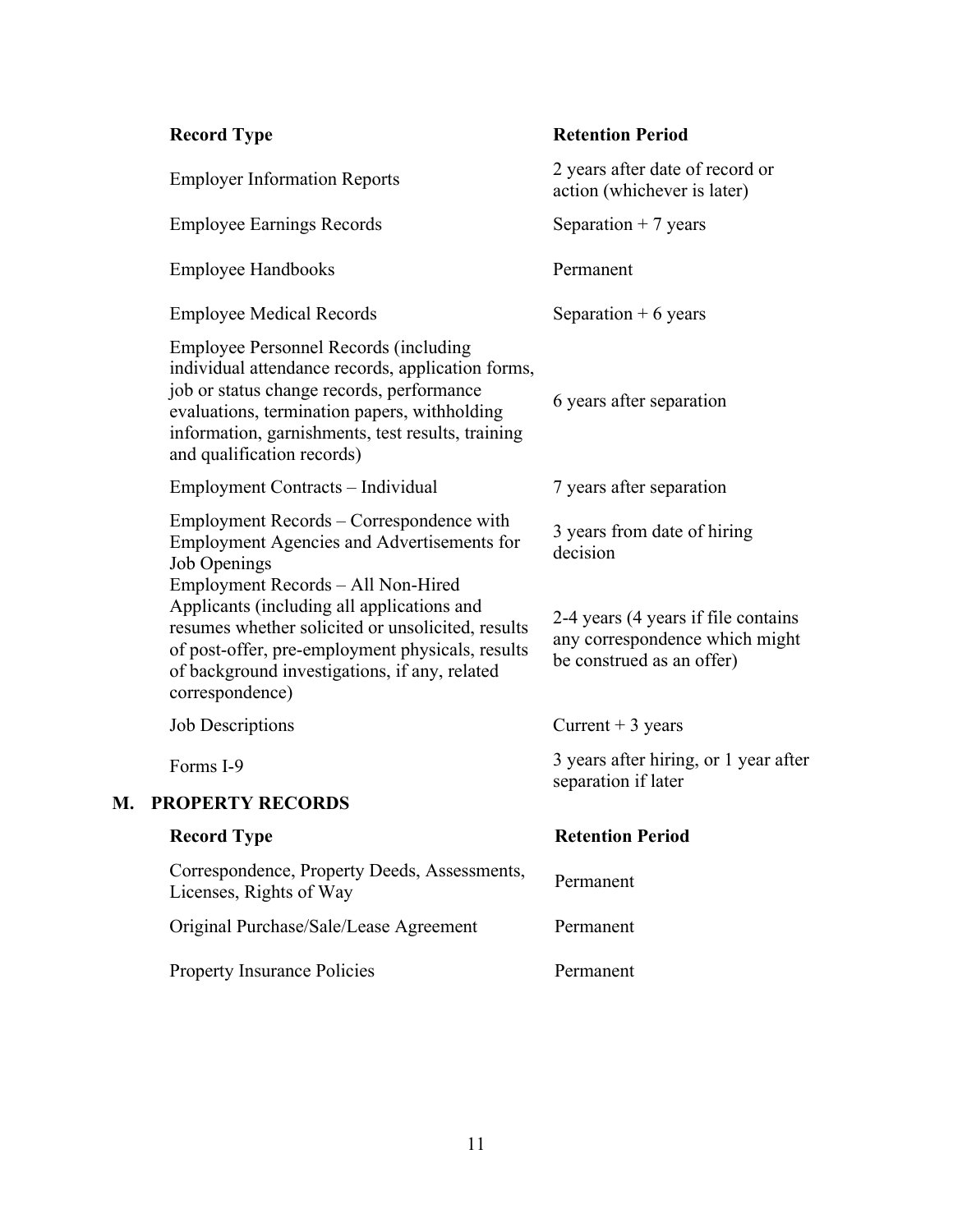| Record Type | Retention Period |
| --- | --- |
| Employer Information Reports | 2 years after date of record or action (whichever is later) |
| Employee Earnings Records | Separation + 7 years |
| Employee Handbooks | Permanent |
| Employee Medical Records | Separation + 6 years |
| Employee Personnel Records (including individual attendance records, application forms, job or status change records, performance evaluations, termination papers, withholding information, garnishments, test results, training and qualification records) | 6 years after separation |
| Employment Contracts – Individual | 7 years after separation |
| Employment Records – Correspondence with Employment Agencies and Advertisements for Job Openings | 3 years from date of hiring decision |
| Employment Records – All Non-Hired Applicants (including all applications and resumes whether solicited or unsolicited, results of post-offer, pre-employment physicals, results of background investigations, if any, related correspondence) | 2-4 years (4 years if file contains any correspondence which might be construed as an offer) |
| Job Descriptions | Current + 3 years |
| Forms I-9 | 3 years after hiring, or 1 year after separation if later |

## M. PROPERTY RECORDS

| Record Type | Retention Period |
| --- | --- |
| Correspondence, Property Deeds, Assessments, Licenses, Rights of Way | Permanent |
| Original Purchase/Sale/Lease Agreement | Permanent |
| Property Insurance Policies | Permanent |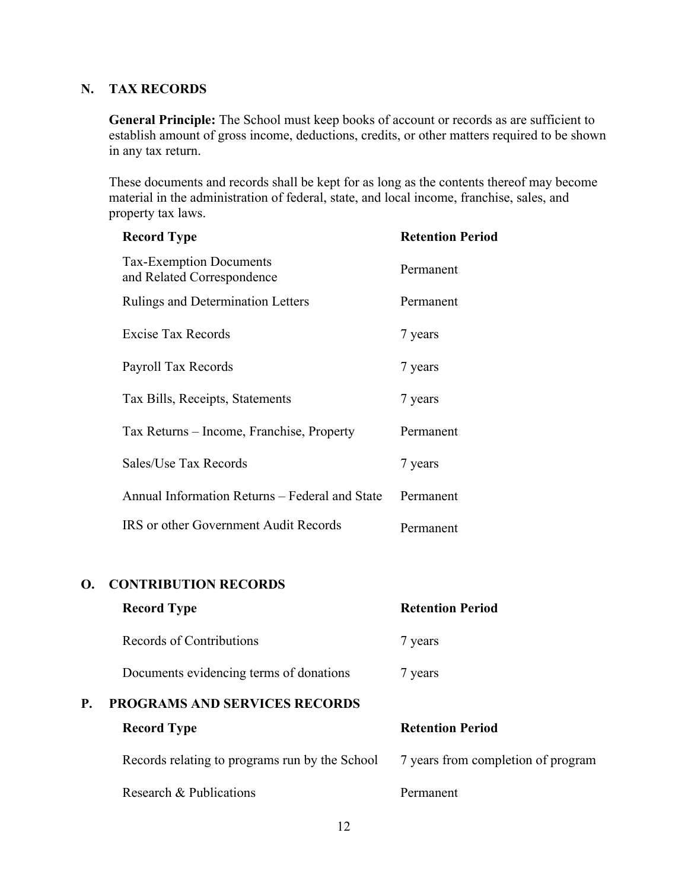## N. TAX RECORDS

**General Principle:** The School must keep books of account or records as are sufficient to establish amount of gross income, deductions, credits, or other matters required to be shown in any tax return.

These documents and records shall be kept for as long as the contents thereof may become material in the administration of federal, state, and local income, franchise, sales, and property tax laws.

| Record Type | Retention Period |
|---|---|
| Tax-Exemption Documents and Related Correspondence | Permanent |
| Rulings and Determination Letters | Permanent |
| Excise Tax Records | 7 years |
| Payroll Tax Records | 7 years |
| Tax Bills, Receipts, Statements | 7 years |
| Tax Returns – Income, Franchise, Property | Permanent |
| Sales/Use Tax Records | 7 years |
| Annual Information Returns – Federal and State | Permanent |
| IRS or other Government Audit Records | Permanent |

## O. CONTRIBUTION RECORDS

| Record Type | Retention Period |
|---|---|
| Records of Contributions | 7 years |
| Documents evidencing terms of donations | 7 years |

## P. PROGRAMS AND SERVICES RECORDS

| Record Type | Retention Period |
|---|---|
| Records relating to programs run by the School | 7 years from completion of program |
| Research & Publications | Permanent |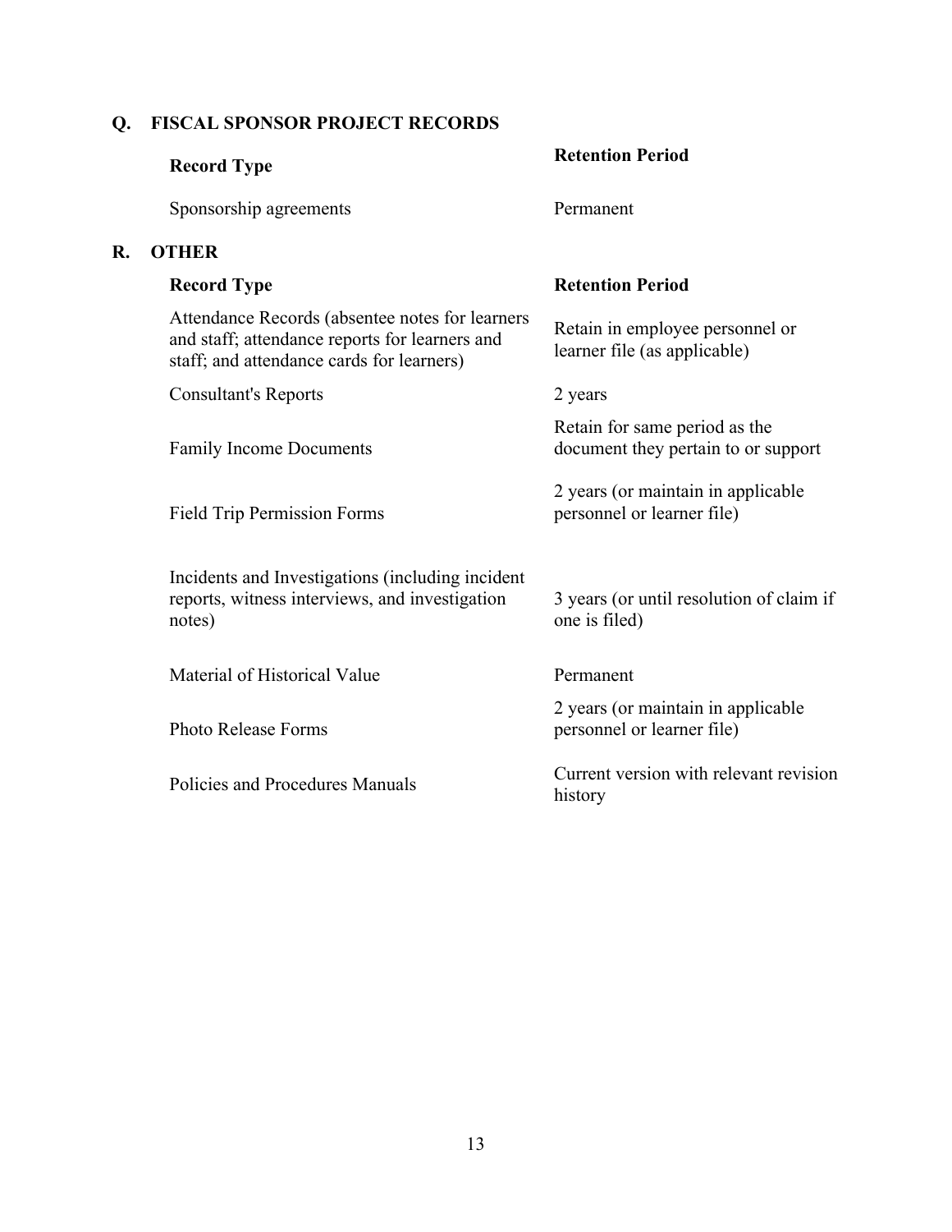## Q. FISCAL SPONSOR PROJECT RECORDS

| Record Type | Retention Period |
|---|---|
| Sponsorship agreements | Permanent |

## R. OTHER

| Record Type | Retention Period |
|---|---|
| Attendance Records (absentee notes for learners and staff; attendance reports for learners and staff; and attendance cards for learners) | Retain in employee personnel or learner file (as applicable) |
| Consultant's Reports | 2 years |
| Family Income Documents | Retain for same period as the document they pertain to or support |
| Field Trip Permission Forms | 2 years (or maintain in applicable personnel or learner file) |
| Incidents and Investigations (including incident reports, witness interviews, and investigation notes) | 3 years (or until resolution of claim if one is filed) |
| Material of Historical Value | Permanent |
| Photo Release Forms | 2 years (or maintain in applicable personnel or learner file) |
| Policies and Procedures Manuals | Current version with relevant revision history |